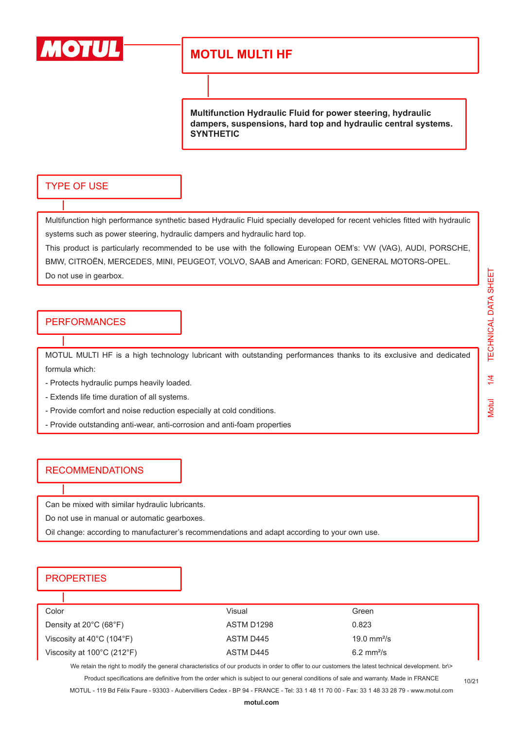# MOTUL MULTI HF

**Multifunction Hydraulic Fluid for power steering, hydraulic dampers, suspensions, hard top and hydraulic central systems.**
**SYNTHETIC**

## TYPE OF USE

Multifunction high performance synthetic based Hydraulic Fluid specially developed for recent vehicles fitted with hydraulic systems such as power steering, hydraulic dampers and hydraulic hard top.

This product is particularly recommended to be use with the following European OEM's: VW (VAG), AUDI, PORSCHE, BMW, CITROËN, MERCEDES, MINI, PEUGEOT, VOLVO, SAAB and American: FORD, GENERAL MOTORS-OPEL.

Do not use in gearbox.

## PERFORMANCES

MOTUL MULTI HF is a high technology lubricant with outstanding performances thanks to its exclusive and dedicated formula which:

- Protects hydraulic pumps heavily loaded.
- Extends life time duration of all systems.
- Provide comfort and noise reduction especially at cold conditions.
- Provide outstanding anti-wear, anti-corrosion and anti-foam properties

## RECOMMENDATIONS

Can be mixed with similar hydraulic lubricants.

Do not use in manual or automatic gearboxes.

Oil change: according to manufacturer's recommendations and adapt according to your own use.

## PROPERTIES

| | | |
|---|---|---|
| Color | Visual | Green |
| Density at 20°C (68°F) | ASTM D1298 | 0.823 |
| Viscosity at 40°C (104°F) | ASTM D445 | 19.0 mm²/s |
| Viscosity at 100°C (212°F) | ASTM D445 | 6.2 mm²/s |

We retain the right to modify the general characteristics of our products in order to offer to our customers the latest technical development. br\>

Product specifications are definitive from the order which is subject to our general conditions of sale and warranty. Made in FRANCE

MOTUL - 119 Bd Félix Faure - 93303 - Aubervilliers Cedex - BP 94 - FRANCE - Tel: 33 1 48 11 70 00 - Fax: 33 1 48 33 28 79 - www.motul.com

**motul.com**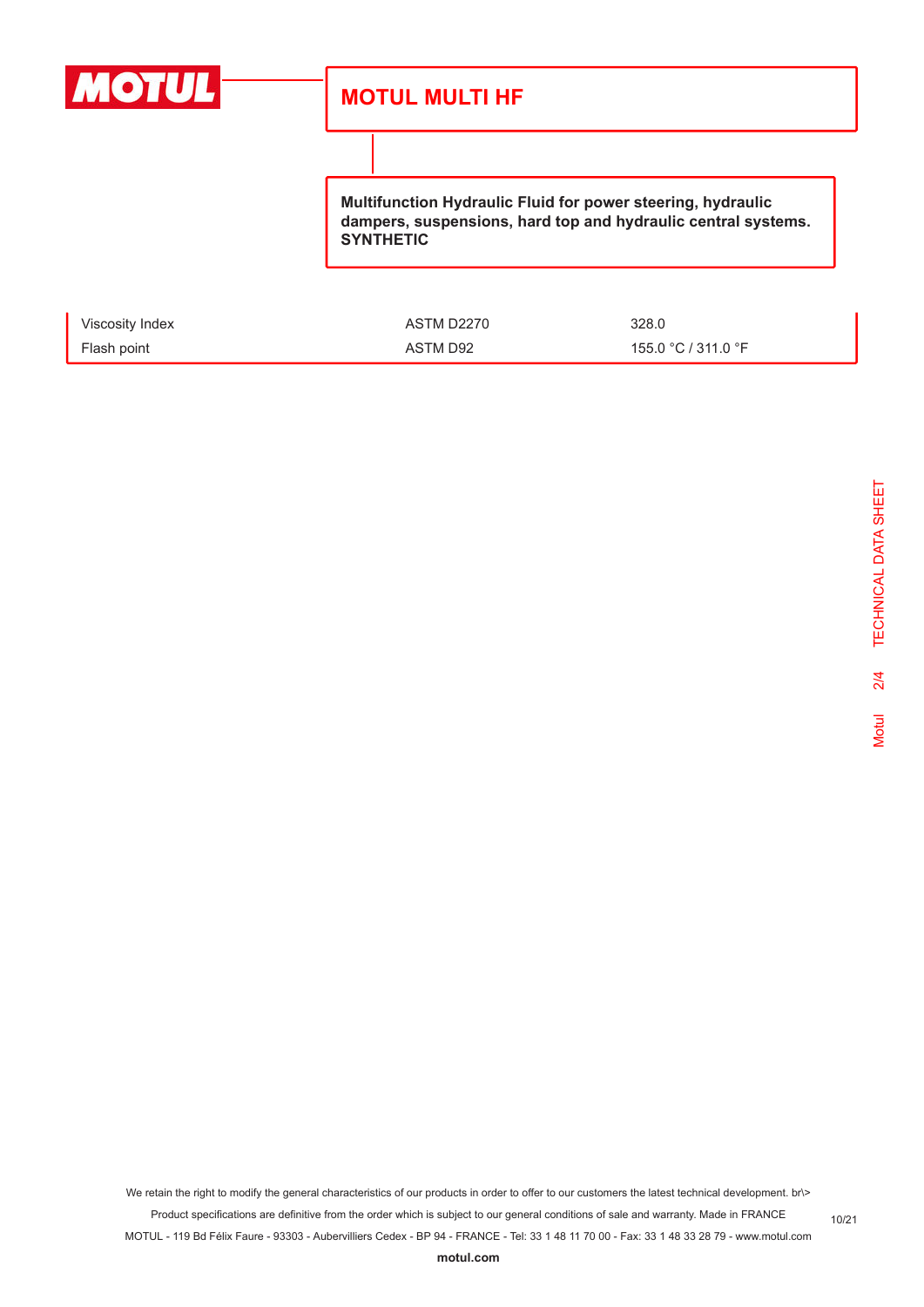# MOTUL MULTI HF

**Multifunction Hydraulic Fluid for power steering, hydraulic dampers, suspensions, hard top and hydraulic central systems. SYNTHETIC**

| | | |
|---|---|---|
| Viscosity Index | ASTM D2270 | 328.0 |
| Flash point | ASTM D92 | 155.0 °C / 311.0 °F |

We retain the right to modify the general characteristics of our products in order to offer to our customers the latest technical development. br\>
Product specifications are definitive from the order which is subject to our general conditions of sale and warranty. Made in FRANCE
MOTUL - 119 Bd Félix Faure - 93303 - Aubervilliers Cedex - BP 94 - FRANCE - Tel: 33 1 48 11 70 00 - Fax: 33 1 48 33 28 79 - www.motul.com

**motul.com**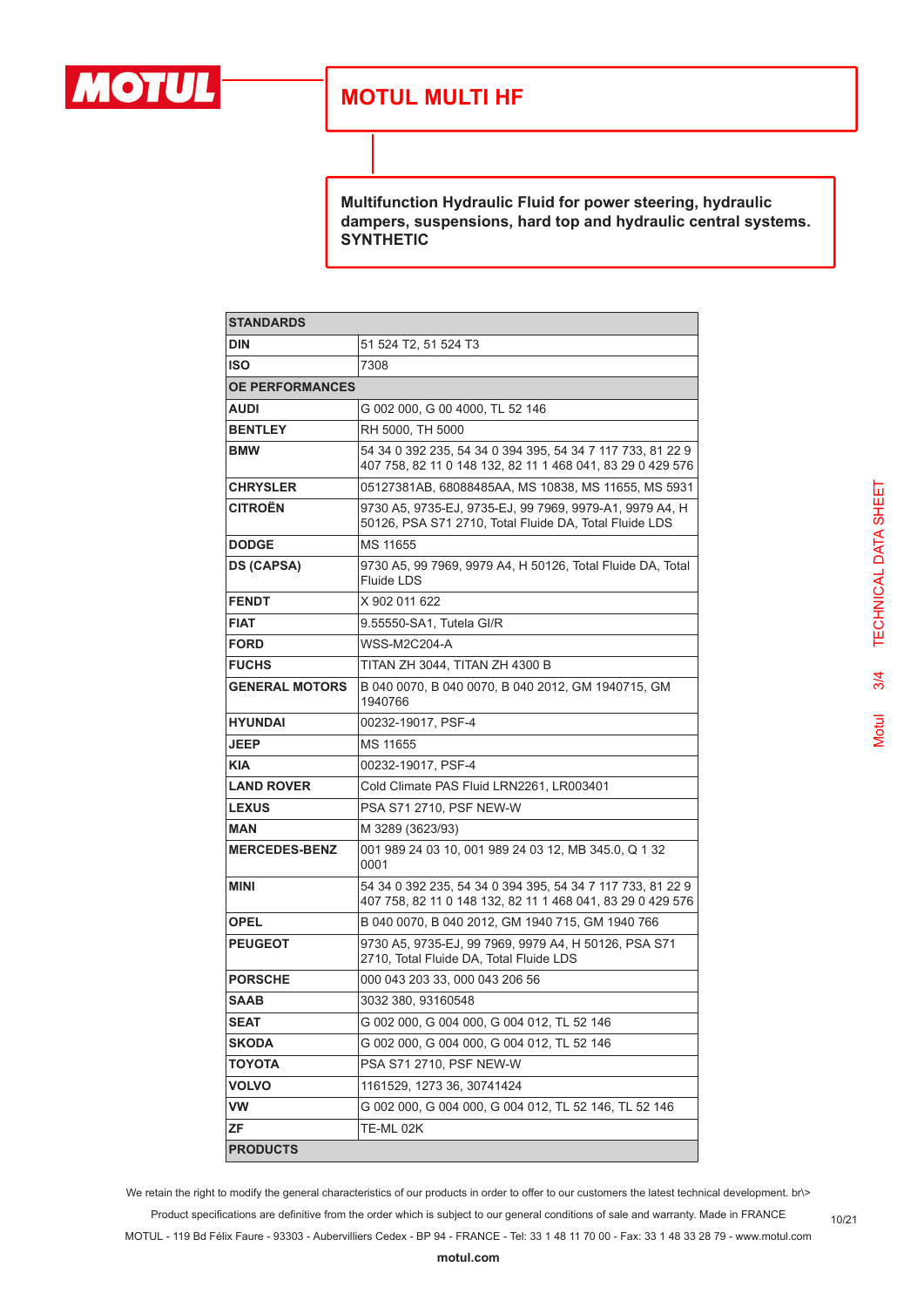# MOTUL MULTI HF

**Multifunction Hydraulic Fluid for power steering, hydraulic dampers, suspensions, hard top and hydraulic central systems.**
**SYNTHETIC**

| STANDARDS | |
|---|---|
| **DIN** | 51 524 T2, 51 524 T3 |
| **ISO** | 7308 |
| **OE PERFORMANCES** | |
| **AUDI** | G 002 000, G 00 4000, TL 52 146 |
| **BENTLEY** | RH 5000, TH 5000 |
| **BMW** | 54 34 0 392 235, 54 34 0 394 395, 54 34 7 117 733, 81 22 9 407 758, 82 11 0 148 132, 82 11 1 468 041, 83 29 0 429 576 |
| **CHRYSLER** | 05127381AB, 68088485AA, MS 10838, MS 11655, MS 5931 |
| **CITROËN** | 9730 A5, 9735-EJ, 9735-EJ, 99 7969, 9979-A1, 9979 A4, H 50126, PSA S71 2710, Total Fluide DA, Total Fluide LDS |
| **DODGE** | MS 11655 |
| **DS (CAPSA)** | 9730 A5, 99 7969, 9979 A4, H 50126, Total Fluide DA, Total Fluide LDS |
| **FENDT** | X 902 011 622 |
| **FIAT** | 9.55550-SA1, Tutela GI/R |
| **FORD** | WSS-M2C204-A |
| **FUCHS** | TITAN ZH 3044, TITAN ZH 4300 B |
| **GENERAL MOTORS** | B 040 0070, B 040 0070, B 040 2012, GM 1940715, GM 1940766 |
| **HYUNDAI** | 00232-19017, PSF-4 |
| **JEEP** | MS 11655 |
| **KIA** | 00232-19017, PSF-4 |
| **LAND ROVER** | Cold Climate PAS Fluid LRN2261, LR003401 |
| **LEXUS** | PSA S71 2710, PSF NEW-W |
| **MAN** | M 3289 (3623/93) |
| **MERCEDES-BENZ** | 001 989 24 03 10, 001 989 24 03 12, MB 345.0, Q 1 32 0001 |
| **MINI** | 54 34 0 392 235, 54 34 0 394 395, 54 34 7 117 733, 81 22 9 407 758, 82 11 0 148 132, 82 11 1 468 041, 83 29 0 429 576 |
| **OPEL** | B 040 0070, B 040 2012, GM 1940 715, GM 1940 766 |
| **PEUGEOT** | 9730 A5, 9735-EJ, 99 7969, 9979 A4, H 50126, PSA S71 2710, Total Fluide DA, Total Fluide LDS |
| **PORSCHE** | 000 043 203 33, 000 043 206 56 |
| **SAAB** | 3032 380, 93160548 |
| **SEAT** | G 002 000, G 004 000, G 004 012, TL 52 146 |
| **SKODA** | G 002 000, G 004 000, G 004 012, TL 52 146 |
| **TOYOTA** | PSA S71 2710, PSF NEW-W |
| **VOLVO** | 1161529, 1273 36, 30741424 |
| **VW** | G 002 000, G 004 000, G 004 012, TL 52 146, TL 52 146 |
| **ZF** | TE-ML 02K |
| **PRODUCTS** | |

We retain the right to modify the general characteristics of our products in order to offer to our customers the latest technical development. br\>
Product specifications are definitive from the order which is subject to our general conditions of sale and warranty. Made in FRANCE
MOTUL - 119 Bd Félix Faure - 93303 - Aubervilliers Cedex - BP 94 - FRANCE - Tel: 33 1 48 11 70 00 - Fax: 33 1 48 33 28 79 - www.motul.com

motul.com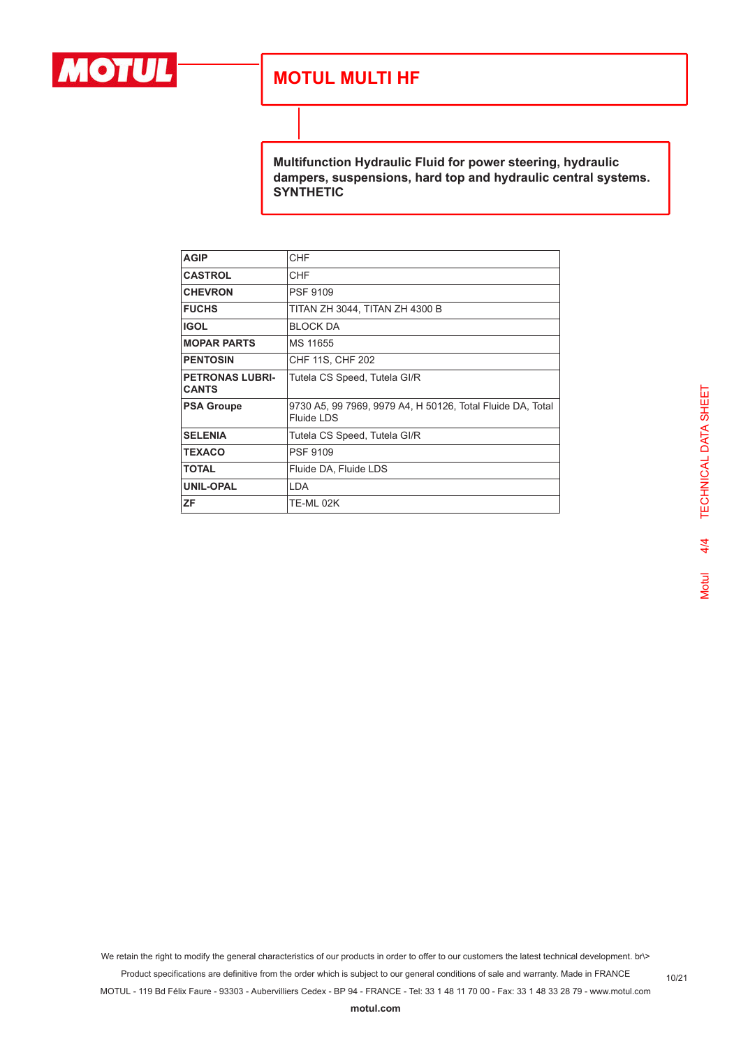# MOTUL MULTI HF

**Multifunction Hydraulic Fluid for power steering, hydraulic dampers, suspensions, hard top and hydraulic central systems. SYNTHETIC**

| | |
|---|---|
| **AGIP** | CHF |
| **CASTROL** | CHF |
| **CHEVRON** | PSF 9109 |
| **FUCHS** | TITAN ZH 3044, TITAN ZH 4300 B |
| **IGOL** | BLOCK DA |
| **MOPAR PARTS** | MS 11655 |
| **PENTOSIN** | CHF 11S, CHF 202 |
| **PETRONAS LUBRICANTS** | Tutela CS Speed, Tutela GI/R |
| **PSA Groupe** | 9730 A5, 99 7969, 9979 A4, H 50126, Total Fluide DA, Total Fluide LDS |
| **SELENIA** | Tutela CS Speed, Tutela GI/R |
| **TEXACO** | PSF 9109 |
| **TOTAL** | Fluide DA, Fluide LDS |
| **UNIL-OPAL** | LDA |
| **ZF** | TE-ML 02K |

We retain the right to modify the general characteristics of our products in order to offer to our customers the latest technical development. br\>
Product specifications are definitive from the order which is subject to our general conditions of sale and warranty. Made in FRANCE
MOTUL - 119 Bd Félix Faure - 93303 - Aubervilliers Cedex - BP 94 - FRANCE - Tel: 33 1 48 11 70 00 - Fax: 33 1 48 33 28 79 - www.motul.com

**motul.com**